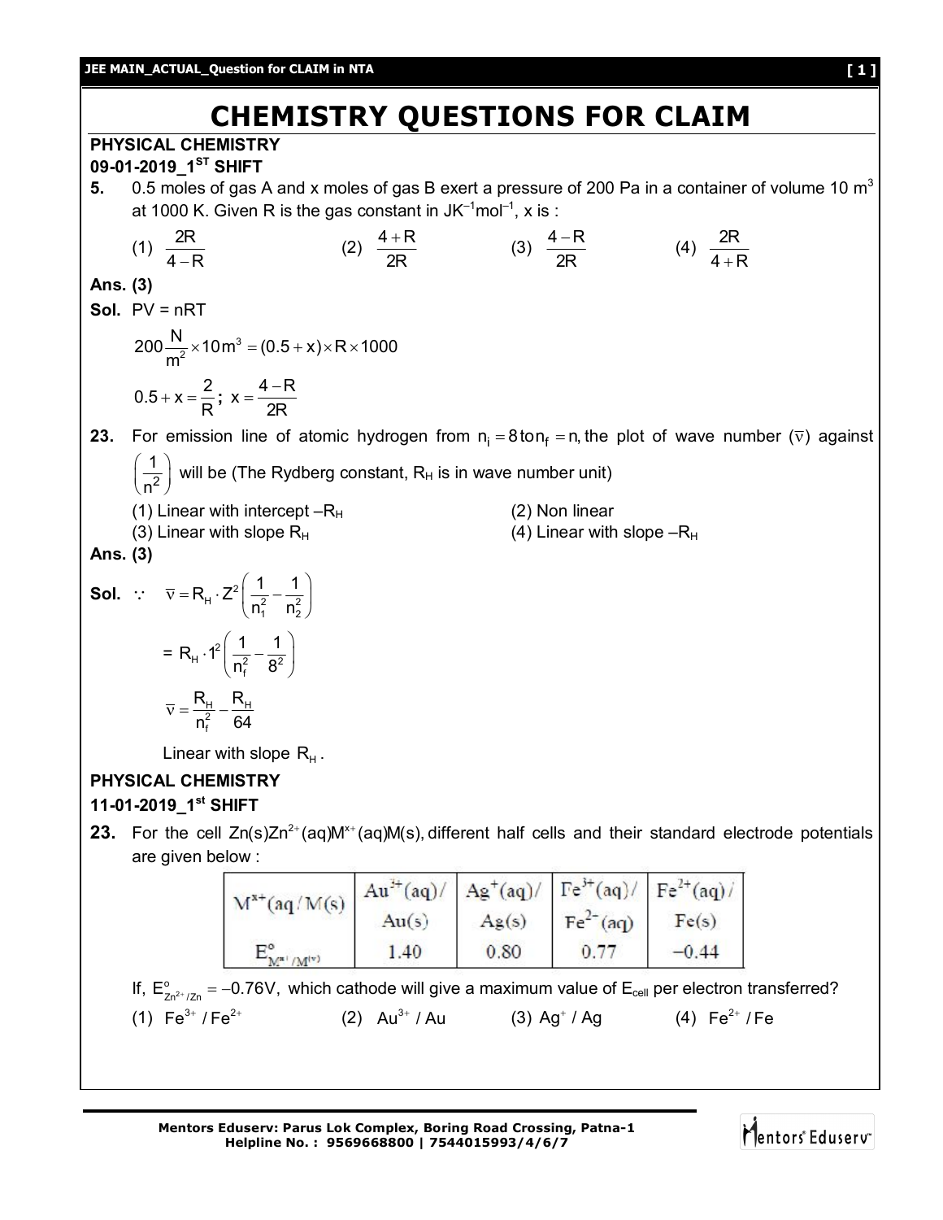# CHEMISTRY QUESTIONS FOR CLAIM

**PHYSICAL CHEMISTRY**

**09-01-2019_1ST SHIFT**

**5.** 0.5 moles of gas A and x moles of gas B exert a pressure of 200 Pa in a container of volume 10 $m^3$ at 1000 K. Given R is the gas constant in $JK^{-1}mol^{-1}$, x is :

(1) $\frac{2R}{4-R}$ (2) $\frac{4+R}{2R}$ (3) $\frac{4-R}{2R}$ (4) $\frac{2R}{4+R}$

**Ans. (3)**

**Sol.** PV = nRT

$$200\frac{N}{m^2}\times 10m^3 = (0.5+x)\times R\times 1000$$

$$0.5+x=\frac{2}{R};\ x=\frac{4-R}{2R}$$

**23.** For emission line of atomic hydrogen from $n_i = 8$ to $n_f = n$, the plot of wave number $(\bar{\nu})$ against $\left(\frac{1}{n^2}\right)$ will be (The Rydberg constant, $R_H$ is in wave number unit)

(1) Linear with intercept $-R_H$ (2) Non linear

(3) Linear with slope $R_H$ (4) Linear with slope $-R_H$

**Ans. (3)**

**Sol.** $\because \quad \bar{\nu} = R_H \cdot Z^2\left(\frac{1}{n_1^2}-\frac{1}{n_2^2}\right)$

$$= R_H \cdot 1^2\left(\frac{1}{n_f^2}-\frac{1}{8^2}\right)$$

$$\bar{\nu} = \frac{R_H}{n_f^2}-\frac{R_H}{64}$$

Linear with slope $R_H$.

**PHYSICAL CHEMISTRY**

**11-01-2019_1st SHIFT**

**23.** For the cell $Zn(s)Zn^{2+}(aq)M^{x+}(aq)M(s)$, different half cells and their standard electrode potentials are given below :

| $M^{x+}(aq/M(s)$ | $Au^{3+}(aq)/Au(s)$ | $Ag^{+}(aq)/Ag(s)$ | $Fe^{3+}(aq)/Fe^{2+}(aq)$ | $Fe^{2+}(aq)/Fe(s)$ |
|---|---|---|---|---|
| $E^o_{M^{x+}/M^{(y)}}$ | 1.40 | 0.80 | 0.77 | −0.44 |

If, $E^o_{Zn^{2+}/Zn} = -0.76V$, which cathode will give a maximum value of $E_{cell}$ per electron transferred?

(1) $Fe^{3+}/Fe^{2+}$ (2) $Au^{3+}/Au$ (3) $Ag^{+}/Ag$ (4) $Fe^{2+}/Fe$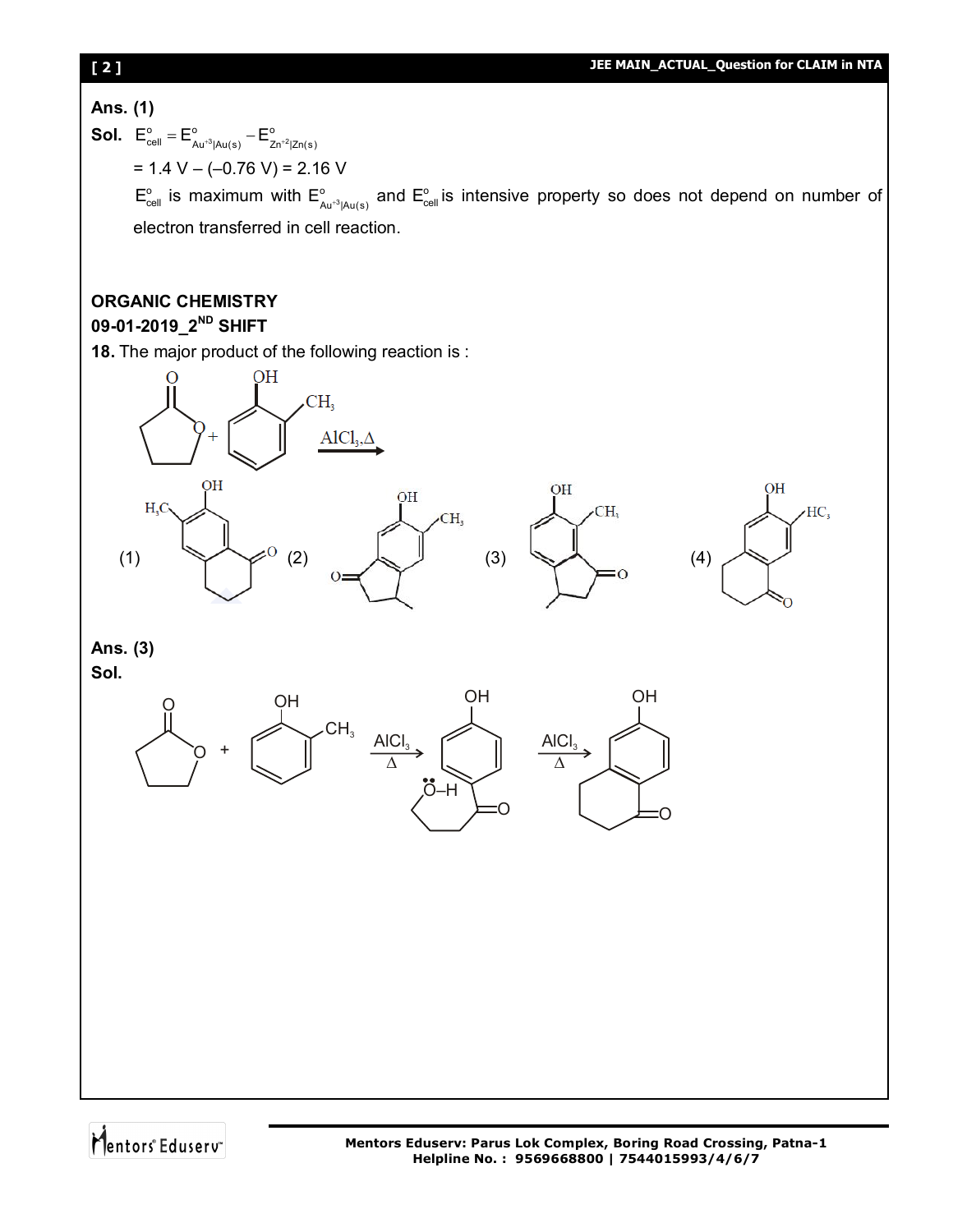**Ans. (1)**

**Sol.** $E^{\circ}_{cell} = E^{\circ}_{Au^{+3}|Au(s)} - E^{\circ}_{Zn^{+2}|Zn(s)}$

$= 1.4 \text{ V} - (-0.76 \text{ V}) = 2.16 \text{ V}$

$E^{\circ}_{cell}$ is maximum with $E^{\circ}_{Au^{+3}|Au(s)}$ and $E^{\circ}_{cell}$ is intensive property so does not depend on number of electron transferred in cell reaction.

## ORGANIC CHEMISTRY

### 09-01-2019_2ND SHIFT

**18.** The major product of the following reaction is :

O OH CH$_3$ + AlCl$_3$,Δ

(1) H$_3$C OH O (2) OH CH$_3$ O (3) OH CH$_3$ O (4) OH HC$_3$ O

**Ans. (3)**

**Sol.**

O + OH CH$_3$ → AlCl$_3$ Δ → OH Ö–H O → AlCl$_3$ Δ → OH O